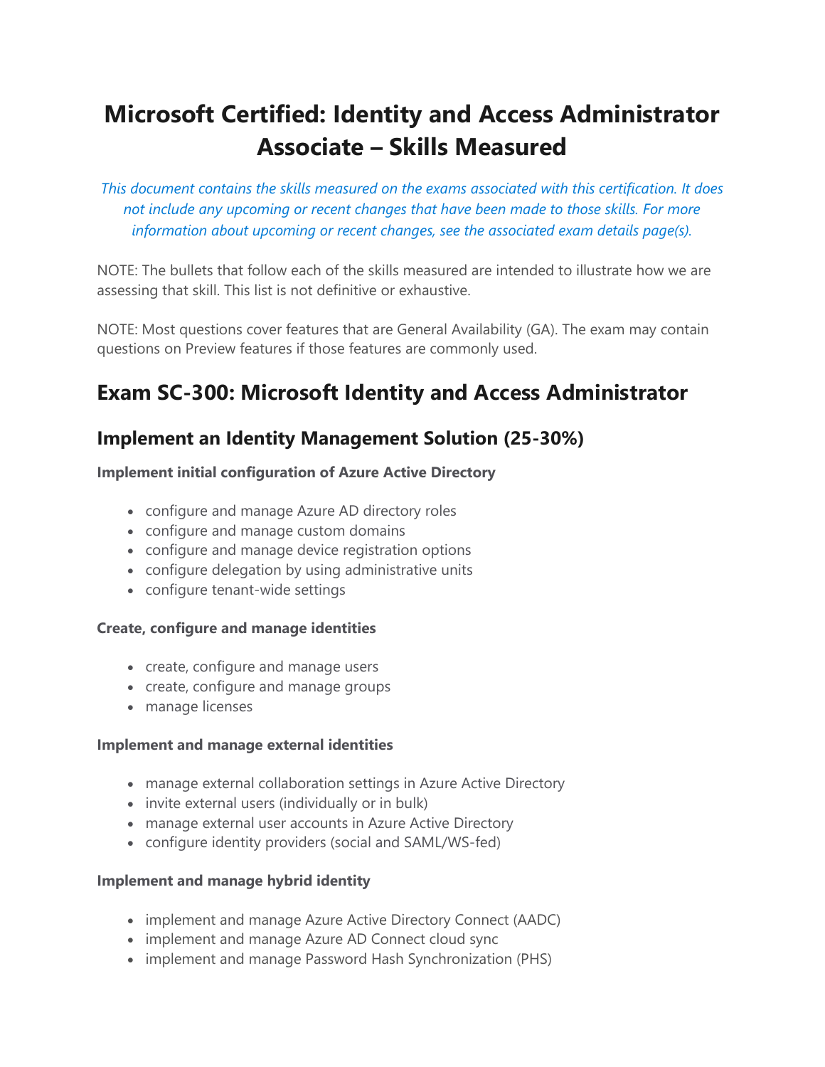# Microsoft Certified: Identity and Access Administrator Associate – Skills Measured

*This document contains the skills measured on the exams associated with this certification. It does not include any upcoming or recent changes that have been made to those skills. For more information about upcoming or recent changes, see the associated exam details page(s).*

NOTE: The bullets that follow each of the skills measured are intended to illustrate how we are assessing that skill. This list is not definitive or exhaustive.

NOTE: Most questions cover features that are General Availability (GA). The exam may contain questions on Preview features if those features are commonly used.

## Exam SC-300: Microsoft Identity and Access Administrator

### Implement an Identity Management Solution (25-30%)

**Implement initial configuration of Azure Active Directory**

- configure and manage Azure AD directory roles
- configure and manage custom domains
- configure and manage device registration options
- configure delegation by using administrative units
- configure tenant-wide settings

**Create, configure and manage identities**

- create, configure and manage users
- create, configure and manage groups
- manage licenses

**Implement and manage external identities**

- manage external collaboration settings in Azure Active Directory
- invite external users (individually or in bulk)
- manage external user accounts in Azure Active Directory
- configure identity providers (social and SAML/WS-fed)

**Implement and manage hybrid identity**

- implement and manage Azure Active Directory Connect (AADC)
- implement and manage Azure AD Connect cloud sync
- implement and manage Password Hash Synchronization (PHS)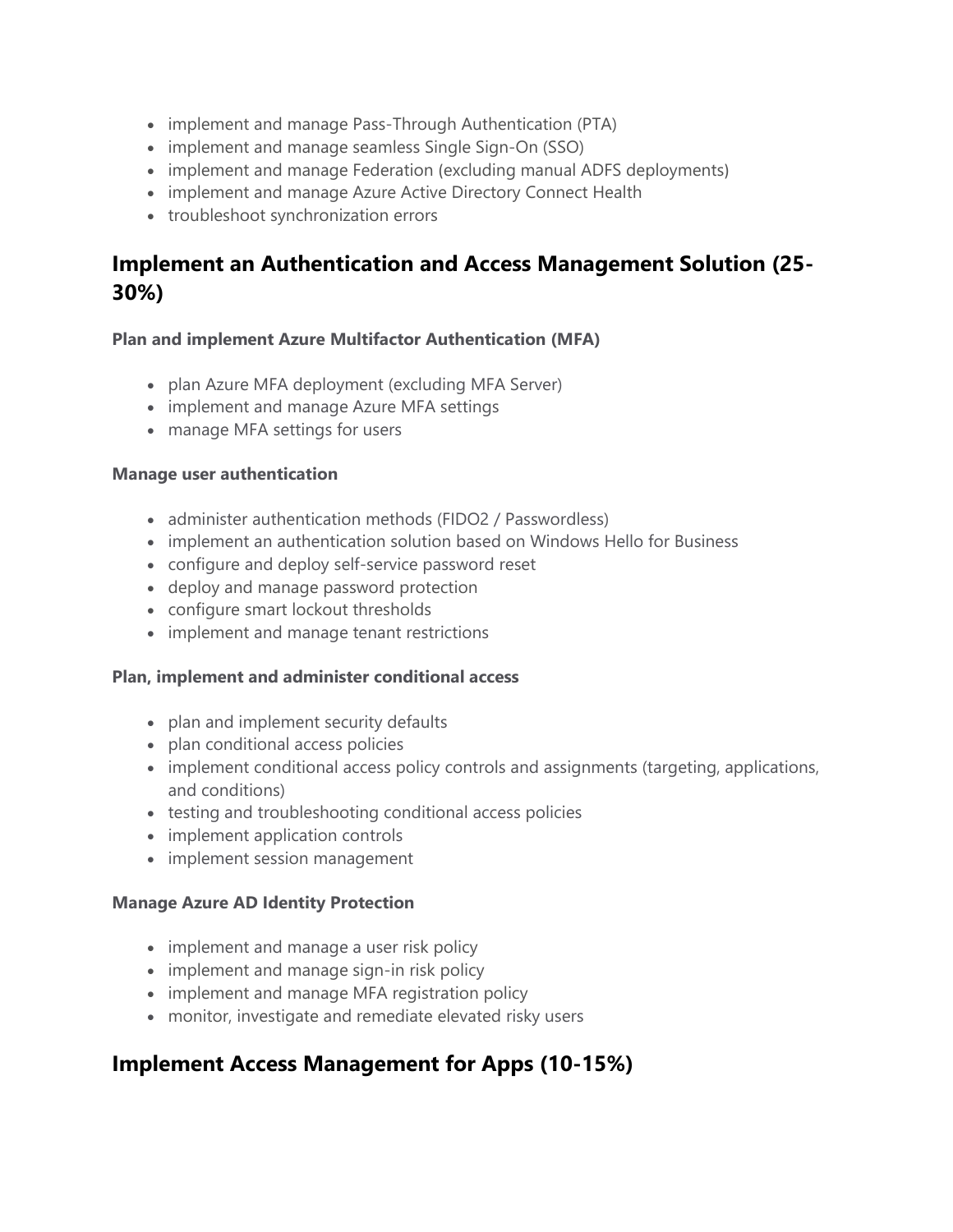- implement and manage Pass-Through Authentication (PTA)
- implement and manage seamless Single Sign-On (SSO)
- implement and manage Federation (excluding manual ADFS deployments)
- implement and manage Azure Active Directory Connect Health
- troubleshoot synchronization errors

## Implement an Authentication and Access Management Solution (25-30%)

**Plan and implement Azure Multifactor Authentication (MFA)**

- plan Azure MFA deployment (excluding MFA Server)
- implement and manage Azure MFA settings
- manage MFA settings for users

**Manage user authentication**

- administer authentication methods (FIDO2 / Passwordless)
- implement an authentication solution based on Windows Hello for Business
- configure and deploy self-service password reset
- deploy and manage password protection
- configure smart lockout thresholds
- implement and manage tenant restrictions

**Plan, implement and administer conditional access**

- plan and implement security defaults
- plan conditional access policies
- implement conditional access policy controls and assignments (targeting, applications, and conditions)
- testing and troubleshooting conditional access policies
- implement application controls
- implement session management

**Manage Azure AD Identity Protection**

- implement and manage a user risk policy
- implement and manage sign-in risk policy
- implement and manage MFA registration policy
- monitor, investigate and remediate elevated risky users

## Implement Access Management for Apps (10-15%)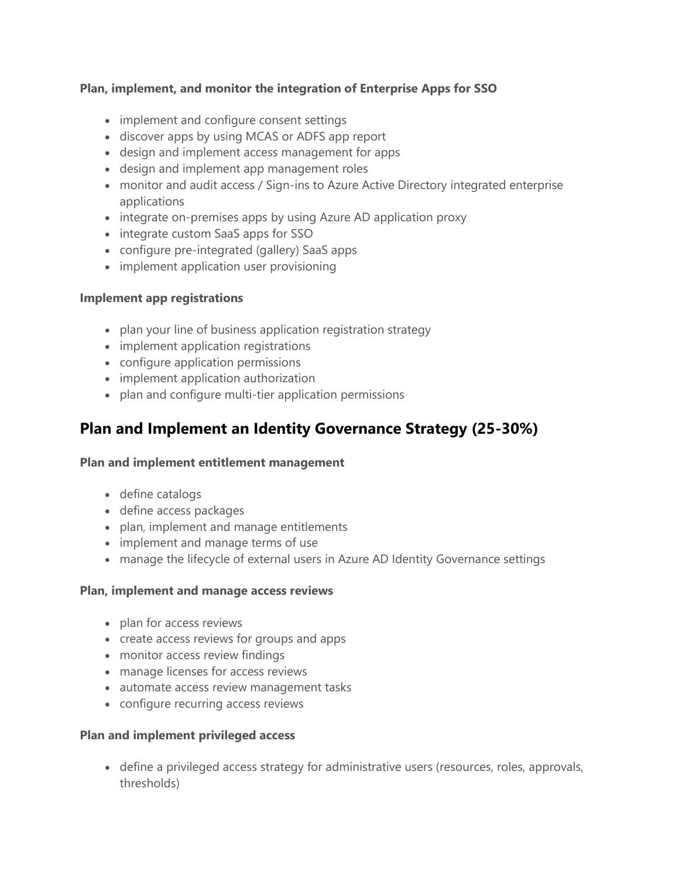**Plan, implement, and monitor the integration of Enterprise Apps for SSO**

- implement and configure consent settings
- discover apps by using MCAS or ADFS app report
- design and implement access management for apps
- design and implement app management roles
- monitor and audit access / Sign-ins to Azure Active Directory integrated enterprise applications
- integrate on-premises apps by using Azure AD application proxy
- integrate custom SaaS apps for SSO
- configure pre-integrated (gallery) SaaS apps
- implement application user provisioning

**Implement app registrations**

- plan your line of business application registration strategy
- implement application registrations
- configure application permissions
- implement application authorization
- plan and configure multi-tier application permissions

## Plan and Implement an Identity Governance Strategy (25-30%)

**Plan and implement entitlement management**

- define catalogs
- define access packages
- plan, implement and manage entitlements
- implement and manage terms of use
- manage the lifecycle of external users in Azure AD Identity Governance settings

**Plan, implement and manage access reviews**

- plan for access reviews
- create access reviews for groups and apps
- monitor access review findings
- manage licenses for access reviews
- automate access review management tasks
- configure recurring access reviews

**Plan and implement privileged access**

- define a privileged access strategy for administrative users (resources, roles, approvals, thresholds)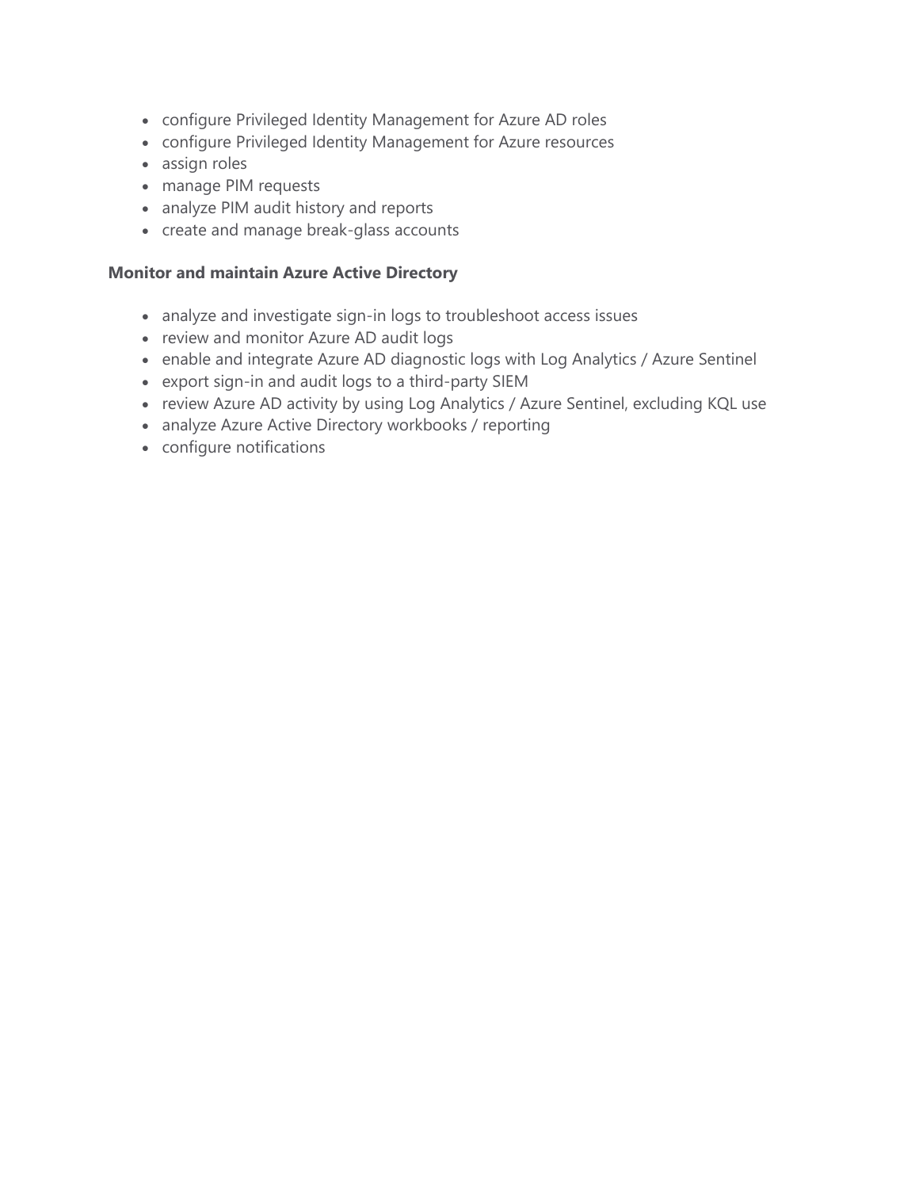- configure Privileged Identity Management for Azure AD roles
- configure Privileged Identity Management for Azure resources
- assign roles
- manage PIM requests
- analyze PIM audit history and reports
- create and manage break-glass accounts

**Monitor and maintain Azure Active Directory**

- analyze and investigate sign-in logs to troubleshoot access issues
- review and monitor Azure AD audit logs
- enable and integrate Azure AD diagnostic logs with Log Analytics / Azure Sentinel
- export sign-in and audit logs to a third-party SIEM
- review Azure AD activity by using Log Analytics / Azure Sentinel, excluding KQL use
- analyze Azure Active Directory workbooks / reporting
- configure notifications